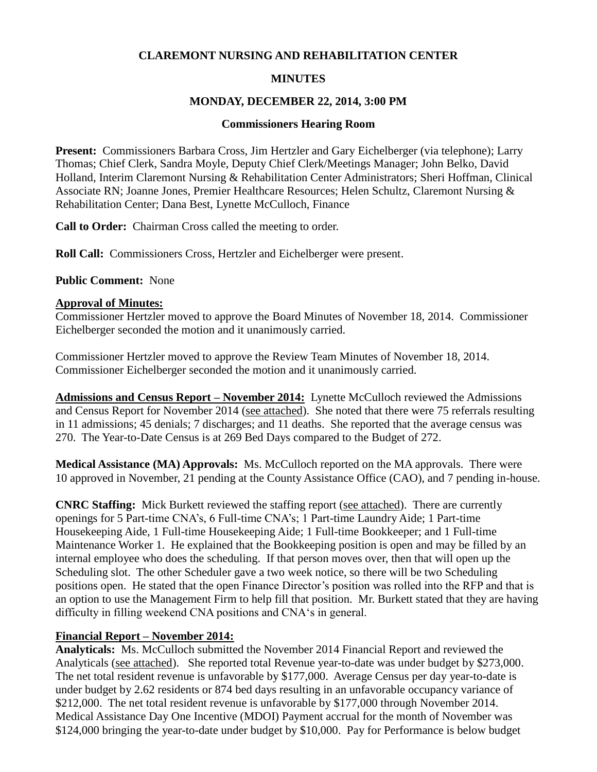**CLAREMONT NURSING AND REHABILITATION CENTER**

**MINUTES**

**MONDAY, DECEMBER 22, 2014, 3:00 PM**

**Commissioners Hearing Room**

**Present:** Commissioners Barbara Cross, Jim Hertzler and Gary Eichelberger (via telephone); Larry Thomas; Chief Clerk, Sandra Moyle, Deputy Chief Clerk/Meetings Manager; John Belko, David Holland, Interim Claremont Nursing & Rehabilitation Center Administrators; Sheri Hoffman, Clinical Associate RN; Joanne Jones, Premier Healthcare Resources; Helen Schultz, Claremont Nursing & Rehabilitation Center; Dana Best, Lynette McCulloch, Finance

**Call to Order:** Chairman Cross called the meeting to order.

**Roll Call:** Commissioners Cross, Hertzler and Eichelberger were present.

**Public Comment:** None

**Approval of Minutes:**

Commissioner Hertzler moved to approve the Board Minutes of November 18, 2014. Commissioner Eichelberger seconded the motion and it unanimously carried.

Commissioner Hertzler moved to approve the Review Team Minutes of November 18, 2014. Commissioner Eichelberger seconded the motion and it unanimously carried.

**Admissions and Census Report – November 2014:** Lynette McCulloch reviewed the Admissions and Census Report for November 2014 (see attached). She noted that there were 75 referrals resulting in 11 admissions; 45 denials; 7 discharges; and 11 deaths. She reported that the average census was 270. The Year-to-Date Census is at 269 Bed Days compared to the Budget of 272.

**Medical Assistance (MA) Approvals:** Ms. McCulloch reported on the MA approvals. There were 10 approved in November, 21 pending at the County Assistance Office (CAO), and 7 pending in-house.

**CNRC Staffing:** Mick Burkett reviewed the staffing report (see attached). There are currently openings for 5 Part-time CNA's, 6 Full-time CNA's; 1 Part-time Laundry Aide; 1 Part-time Housekeeping Aide, 1 Full-time Housekeeping Aide; 1 Full-time Bookkeeper; and 1 Full-time Maintenance Worker 1. He explained that the Bookkeeping position is open and may be filled by an internal employee who does the scheduling. If that person moves over, then that will open up the Scheduling slot. The other Scheduler gave a two week notice, so there will be two Scheduling positions open. He stated that the open Finance Director's position was rolled into the RFP and that is an option to use the Management Firm to help fill that position. Mr. Burkett stated that they are having difficulty in filling weekend CNA positions and CNA's in general.

**Financial Report – November 2014:**

**Analyticals:** Ms. McCulloch submitted the November 2014 Financial Report and reviewed the Analyticals (see attached). She reported total Revenue year-to-date was under budget by $273,000. The net total resident revenue is unfavorable by $177,000. Average Census per day year-to-date is under budget by 2.62 residents or 874 bed days resulting in an unfavorable occupancy variance of $212,000. The net total resident revenue is unfavorable by $177,000 through November 2014. Medical Assistance Day One Incentive (MDOI) Payment accrual for the month of November was $124,000 bringing the year-to-date under budget by $10,000. Pay for Performance is below budget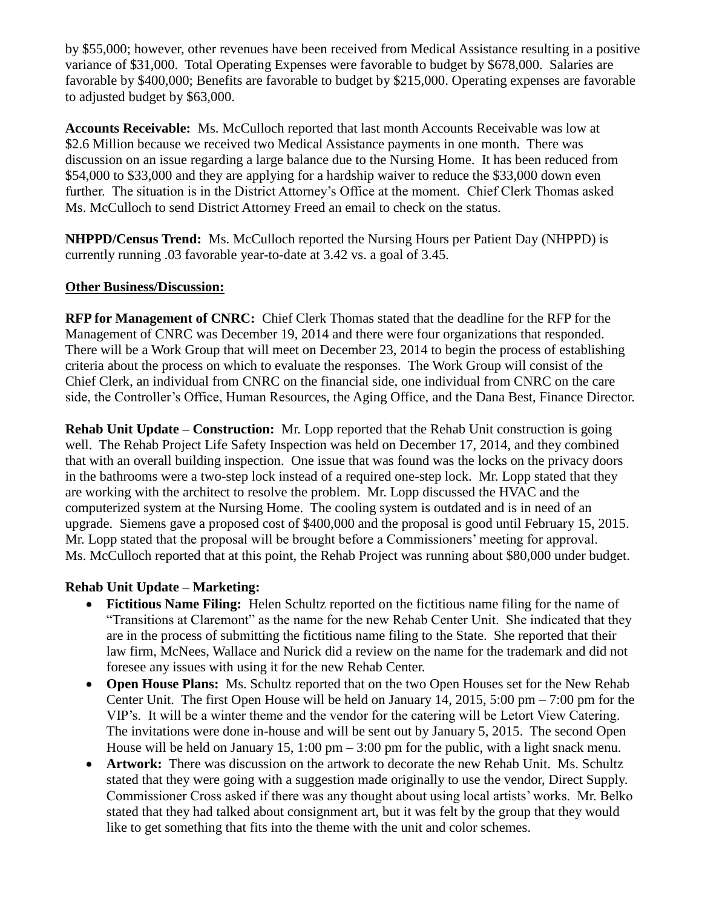by $55,000; however, other revenues have been received from Medical Assistance resulting in a positive variance of $31,000. Total Operating Expenses were favorable to budget by $678,000. Salaries are favorable by $400,000; Benefits are favorable to budget by $215,000. Operating expenses are favorable to adjusted budget by $63,000.

**Accounts Receivable:** Ms. McCulloch reported that last month Accounts Receivable was low at $2.6 Million because we received two Medical Assistance payments in one month. There was discussion on an issue regarding a large balance due to the Nursing Home. It has been reduced from $54,000 to $33,000 and they are applying for a hardship waiver to reduce the $33,000 down even further. The situation is in the District Attorney's Office at the moment. Chief Clerk Thomas asked Ms. McCulloch to send District Attorney Freed an email to check on the status.

**NHPPD/Census Trend:** Ms. McCulloch reported the Nursing Hours per Patient Day (NHPPD) is currently running .03 favorable year-to-date at 3.42 vs. a goal of 3.45.

**Other Business/Discussion:**

**RFP for Management of CNRC:** Chief Clerk Thomas stated that the deadline for the RFP for the Management of CNRC was December 19, 2014 and there were four organizations that responded. There will be a Work Group that will meet on December 23, 2014 to begin the process of establishing criteria about the process on which to evaluate the responses. The Work Group will consist of the Chief Clerk, an individual from CNRC on the financial side, one individual from CNRC on the care side, the Controller's Office, Human Resources, the Aging Office, and the Dana Best, Finance Director.

**Rehab Unit Update – Construction:** Mr. Lopp reported that the Rehab Unit construction is going well. The Rehab Project Life Safety Inspection was held on December 17, 2014, and they combined that with an overall building inspection. One issue that was found was the locks on the privacy doors in the bathrooms were a two-step lock instead of a required one-step lock. Mr. Lopp stated that they are working with the architect to resolve the problem. Mr. Lopp discussed the HVAC and the computerized system at the Nursing Home. The cooling system is outdated and is in need of an upgrade. Siemens gave a proposed cost of $400,000 and the proposal is good until February 15, 2015. Mr. Lopp stated that the proposal will be brought before a Commissioners' meeting for approval. Ms. McCulloch reported that at this point, the Rehab Project was running about $80,000 under budget.

**Rehab Unit Update – Marketing:**

- **Fictitious Name Filing:** Helen Schultz reported on the fictitious name filing for the name of "Transitions at Claremont" as the name for the new Rehab Center Unit. She indicated that they are in the process of submitting the fictitious name filing to the State. She reported that their law firm, McNees, Wallace and Nurick did a review on the name for the trademark and did not foresee any issues with using it for the new Rehab Center.
- **Open House Plans:** Ms. Schultz reported that on the two Open Houses set for the New Rehab Center Unit. The first Open House will be held on January 14, 2015, 5:00 pm – 7:00 pm for the VIP's. It will be a winter theme and the vendor for the catering will be Letort View Catering. The invitations were done in-house and will be sent out by January 5, 2015. The second Open House will be held on January 15, 1:00 pm – 3:00 pm for the public, with a light snack menu.
- **Artwork:** There was discussion on the artwork to decorate the new Rehab Unit. Ms. Schultz stated that they were going with a suggestion made originally to use the vendor, Direct Supply. Commissioner Cross asked if there was any thought about using local artists' works. Mr. Belko stated that they had talked about consignment art, but it was felt by the group that they would like to get something that fits into the theme with the unit and color schemes.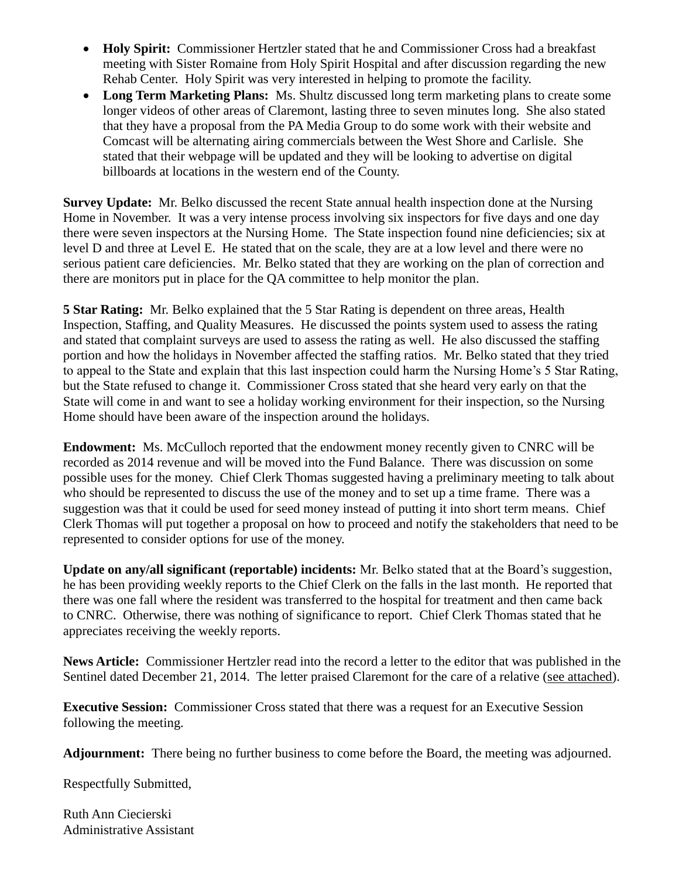- **Holy Spirit:** Commissioner Hertzler stated that he and Commissioner Cross had a breakfast meeting with Sister Romaine from Holy Spirit Hospital and after discussion regarding the new Rehab Center. Holy Spirit was very interested in helping to promote the facility.
- **Long Term Marketing Plans:** Ms. Shultz discussed long term marketing plans to create some longer videos of other areas of Claremont, lasting three to seven minutes long. She also stated that they have a proposal from the PA Media Group to do some work with their website and Comcast will be alternating airing commercials between the West Shore and Carlisle. She stated that their webpage will be updated and they will be looking to advertise on digital billboards at locations in the western end of the County.

**Survey Update:** Mr. Belko discussed the recent State annual health inspection done at the Nursing Home in November. It was a very intense process involving six inspectors for five days and one day there were seven inspectors at the Nursing Home. The State inspection found nine deficiencies; six at level D and three at Level E. He stated that on the scale, they are at a low level and there were no serious patient care deficiencies. Mr. Belko stated that they are working on the plan of correction and there are monitors put in place for the QA committee to help monitor the plan.

**5 Star Rating:** Mr. Belko explained that the 5 Star Rating is dependent on three areas, Health Inspection, Staffing, and Quality Measures. He discussed the points system used to assess the rating and stated that complaint surveys are used to assess the rating as well. He also discussed the staffing portion and how the holidays in November affected the staffing ratios. Mr. Belko stated that they tried to appeal to the State and explain that this last inspection could harm the Nursing Home's 5 Star Rating, but the State refused to change it. Commissioner Cross stated that she heard very early on that the State will come in and want to see a holiday working environment for their inspection, so the Nursing Home should have been aware of the inspection around the holidays.

**Endowment:** Ms. McCulloch reported that the endowment money recently given to CNRC will be recorded as 2014 revenue and will be moved into the Fund Balance. There was discussion on some possible uses for the money. Chief Clerk Thomas suggested having a preliminary meeting to talk about who should be represented to discuss the use of the money and to set up a time frame. There was a suggestion was that it could be used for seed money instead of putting it into short term means. Chief Clerk Thomas will put together a proposal on how to proceed and notify the stakeholders that need to be represented to consider options for use of the money.

**Update on any/all significant (reportable) incidents:** Mr. Belko stated that at the Board's suggestion, he has been providing weekly reports to the Chief Clerk on the falls in the last month. He reported that there was one fall where the resident was transferred to the hospital for treatment and then came back to CNRC. Otherwise, there was nothing of significance to report. Chief Clerk Thomas stated that he appreciates receiving the weekly reports.

**News Article:** Commissioner Hertzler read into the record a letter to the editor that was published in the Sentinel dated December 21, 2014. The letter praised Claremont for the care of a relative (see attached).

**Executive Session:** Commissioner Cross stated that there was a request for an Executive Session following the meeting.

**Adjournment:** There being no further business to come before the Board, the meeting was adjourned.

Respectfully Submitted,

Ruth Ann Ciecierski
Administrative Assistant